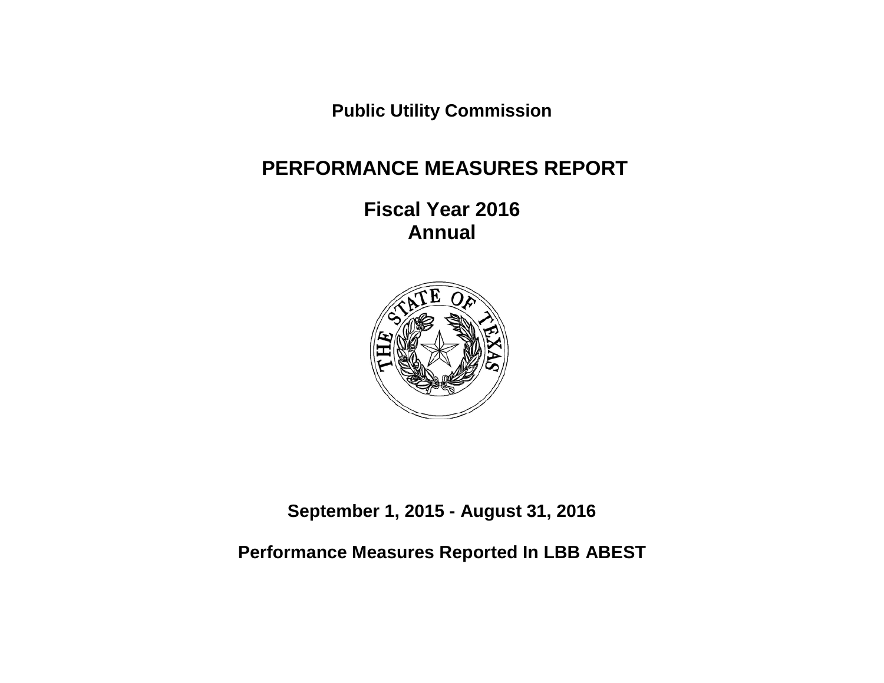**Public Utility Commission**

# PERFORMANCE MEASURES REPORT

## Fiscal Year 2016
## Annual

**September 1, 2015 - August 31, 2016**

**Performance Measures Reported In LBB ABEST**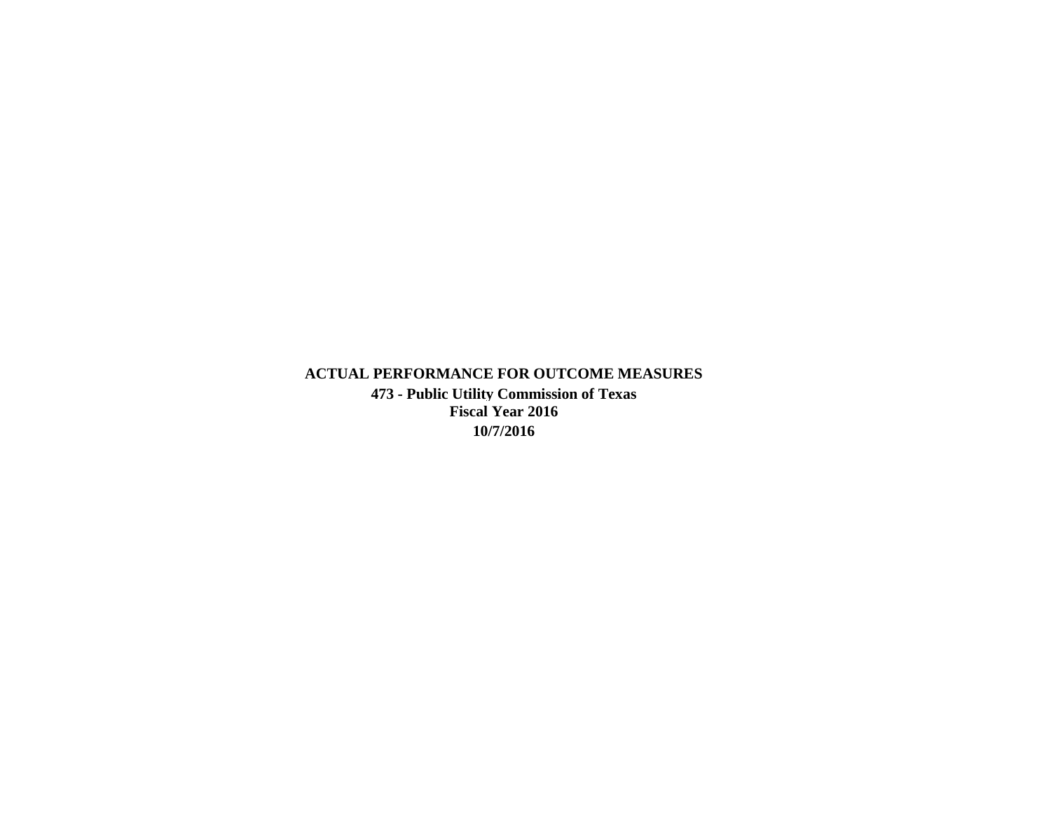**ACTUAL PERFORMANCE FOR OUTCOME MEASURES**

**473 - Public Utility Commission of Texas**

**Fiscal Year 2016**

**10/7/2016**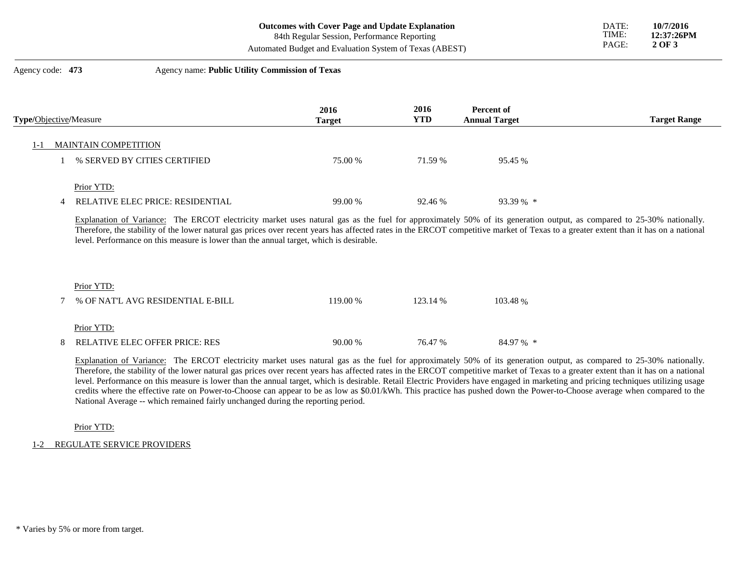# Outcomes with Cover Page and Update Explanation

84th Regular Session, Performance Reporting

Automated Budget and Evaluation System of Texas (ABEST)

DATE: 10/7/2016
TIME: 12:37:26PM

Agency code: **473** Agency name: **Public Utility Commission of Texas**

| Type/Objective/Measure | 2016 Target | 2016 YTD | Percent of Annual Target | Target Range |
|---|---|---|---|---|
| 1-1 MAINTAIN COMPETITION | | | | |
| 1 % SERVED BY CITIES CERTIFIED | 75.00 % | 71.59 % | 95.45 % | |
| Prior YTD: | | | | |
| 4 RELATIVE ELEC PRICE: RESIDENTIAL | 99.00 % | 92.46 % | 93.39 % * | |

Explanation of Variance: The ERCOT electricity market uses natural gas as the fuel for approximately 50% of its generation output, as compared to 25-30% nationally. Therefore, the stability of the lower natural gas prices over recent years has affected rates in the ERCOT competitive market of Texas to a greater extent than it has on a national level. Performance on this measure is lower than the annual target, which is desirable.

| Type/Objective/Measure | 2016 Target | 2016 YTD | Percent of Annual Target | Target Range |
|---|---|---|---|---|
| Prior YTD: | | | | |
| 7 % OF NAT'L AVG RESIDENTIAL E-BILL | 119.00 % | 123.14 % | 103.48 % | |
| Prior YTD: | | | | |
| 8 RELATIVE ELEC OFFER PRICE: RES | 90.00 % | 76.47 % | 84.97 % * | |

Explanation of Variance: The ERCOT electricity market uses natural gas as the fuel for approximately 50% of its generation output, as compared to 25-30% nationally. Therefore, the stability of the lower natural gas prices over recent years has affected rates in the ERCOT competitive market of Texas to a greater extent than it has on a national level. Performance on this measure is lower than the annual target, which is desirable. Retail Electric Providers have engaged in marketing and pricing techniques utilizing usage credits where the effective rate on Power-to-Choose can appear to be as low as $0.01/kWh. This practice has pushed down the Power-to-Choose average when compared to the National Average -- which remained fairly unchanged during the reporting period.

Prior YTD:

1-2 REGULATE SERVICE PROVIDERS

* Varies by 5% or more from target.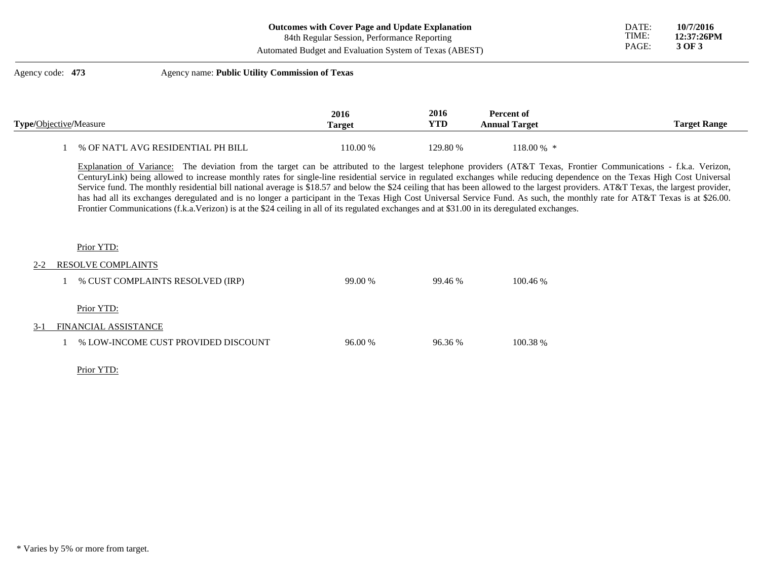**Outcomes with Cover Page and Update Explanation**
84th Regular Session, Performance Reporting
Automated Budget and Evaluation System of Texas (ABEST)

DATE: **10/7/2016**
TIME: **12:37:26PM**

Agency code: **473** Agency name: **Public Utility Commission of Texas**

| Type/Objective/Measure | 2016 Target | 2016 YTD | Percent of Annual Target | Target Range |
|---|---|---|---|---|
| 1 % OF NAT'L AVG RESIDENTIAL PH BILL | 110.00 % | 129.80 % | 118.00 % * | |

Explanation of Variance: The deviation from the target can be attributed to the largest telephone providers (AT&T Texas, Frontier Communications - f.k.a. Verizon, CenturyLink) being allowed to increase monthly rates for single-line residential service in regulated exchanges while reducing dependence on the Texas High Cost Universal Service fund. The monthly residential bill national average is $18.57 and below the $24 ceiling that has been allowed to the largest providers. AT&T Texas, the largest provider, has had all its exchanges deregulated and is no longer a participant in the Texas High Cost Universal Service Fund. As such, the monthly rate for AT&T Texas is at $26.00. Frontier Communications (f.k.a.Verizon) is at the $24 ceiling in all of its regulated exchanges and at $31.00 in its deregulated exchanges.

Prior YTD:

2-2 RESOLVE COMPLAINTS

| Type/Objective/Measure | 2016 Target | 2016 YTD | Percent of Annual Target | Target Range |
|---|---|---|---|---|
| 1 % CUST COMPLAINTS RESOLVED (IRP) | 99.00 % | 99.46 % | 100.46 % | |

Prior YTD:

3-1 FINANCIAL ASSISTANCE

| Type/Objective/Measure | 2016 Target | 2016 YTD | Percent of Annual Target | Target Range |
|---|---|---|---|---|
| 1 % LOW-INCOME CUST PROVIDED DISCOUNT | 96.00 % | 96.36 % | 100.38 % | |

Prior YTD:

* Varies by 5% or more from target.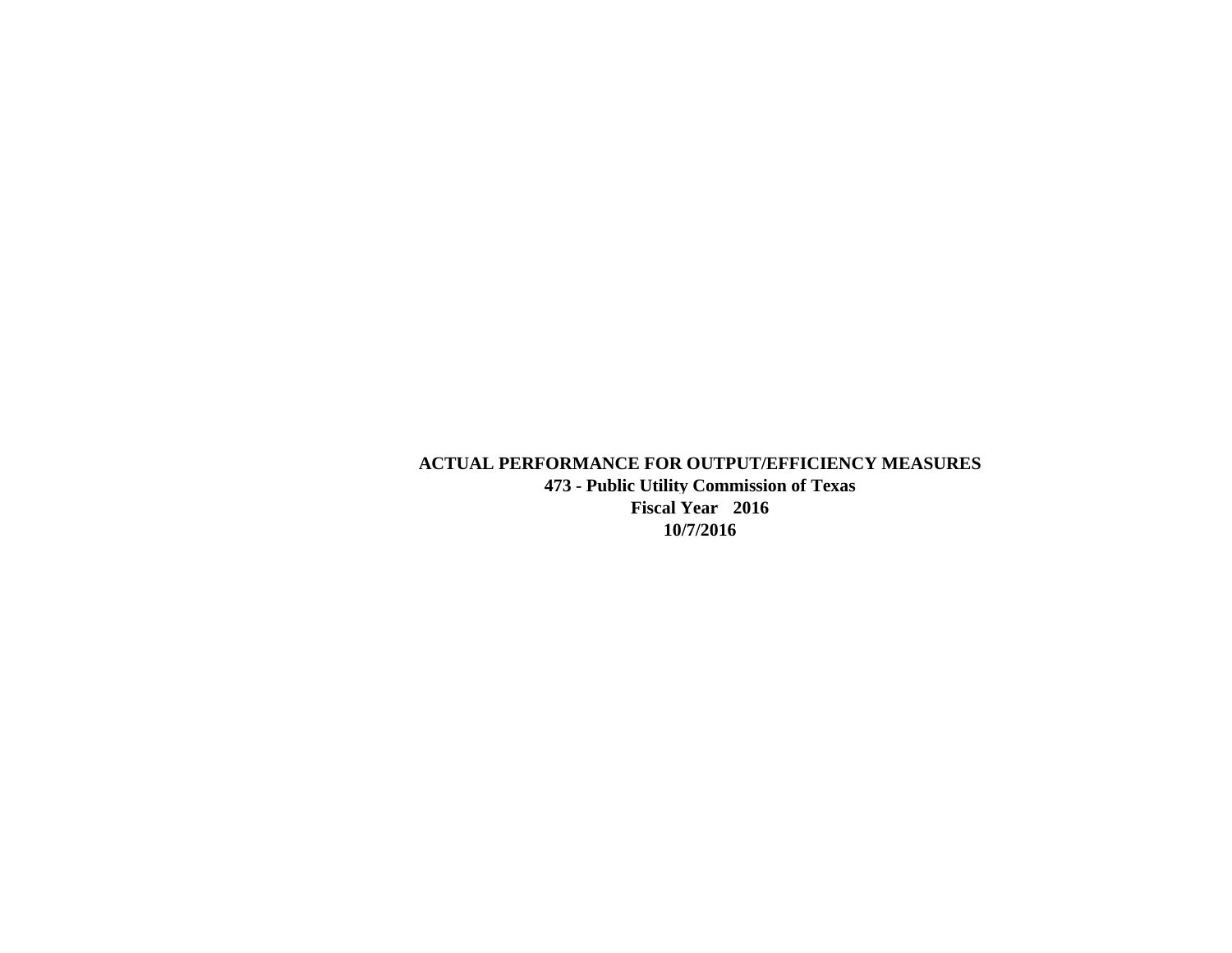**ACTUAL PERFORMANCE FOR OUTPUT/EFFICIENCY MEASURES**

**473 - Public Utility Commission of Texas**

**Fiscal Year 2016**

**10/7/2016**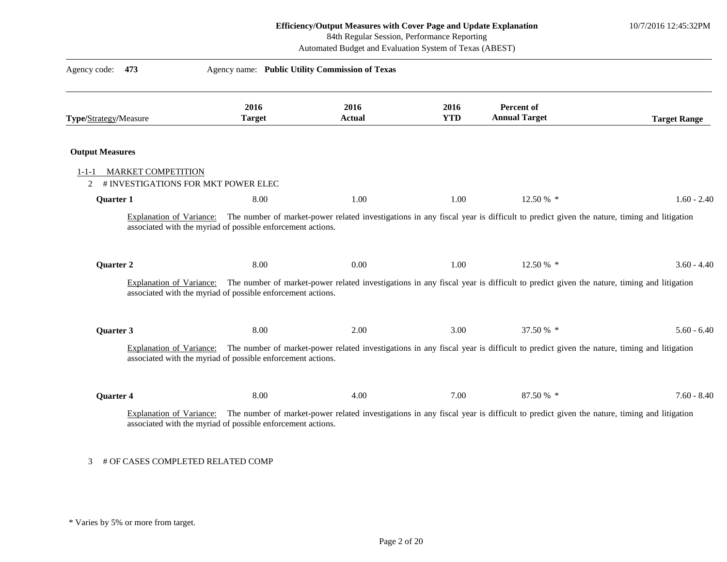**Efficiency/Output Measures with Cover Page and Update Explanation**
84th Regular Session, Performance Reporting
Automated Budget and Evaluation System of Texas (ABEST)

10/7/2016 12:45:32PM

Agency code: **473** Agency name: **Public Utility Commission of Texas**

| **Type/Strategy/Measure** | **2016 Target** | **2016 Actual** | **2016 YTD** | **Percent of Annual Target** | **Target Range** |
|---|---|---|---|---|---|
| **Output Measures** | | | | | |
| 1-1-1 MARKET COMPETITION | | | | | |
| 2 # INVESTIGATIONS FOR MKT POWER ELEC | | | | | |
| **Quarter 1** | 8.00 | 1.00 | 1.00 | 12.50 % * | 1.60 - 2.40 |

Explanation of Variance: The number of market-power related investigations in any fiscal year is difficult to predict given the nature, timing and litigation associated with the myriad of possible enforcement actions.

| | | | | | |
|---|---|---|---|---|---|
| **Quarter 2** | 8.00 | 0.00 | 1.00 | 12.50 % * | 3.60 - 4.40 |

Explanation of Variance: The number of market-power related investigations in any fiscal year is difficult to predict given the nature, timing and litigation associated with the myriad of possible enforcement actions.

| | | | | | |
|---|---|---|---|---|---|
| **Quarter 3** | 8.00 | 2.00 | 3.00 | 37.50 % * | 5.60 - 6.40 |

Explanation of Variance: The number of market-power related investigations in any fiscal year is difficult to predict given the nature, timing and litigation associated with the myriad of possible enforcement actions.

| | | | | | |
|---|---|---|---|---|---|
| **Quarter 4** | 8.00 | 4.00 | 7.00 | 87.50 % * | 7.60 - 8.40 |

Explanation of Variance: The number of market-power related investigations in any fiscal year is difficult to predict given the nature, timing and litigation associated with the myriad of possible enforcement actions.

3 # OF CASES COMPLETED RELATED COMP

* Varies by 5% or more from target.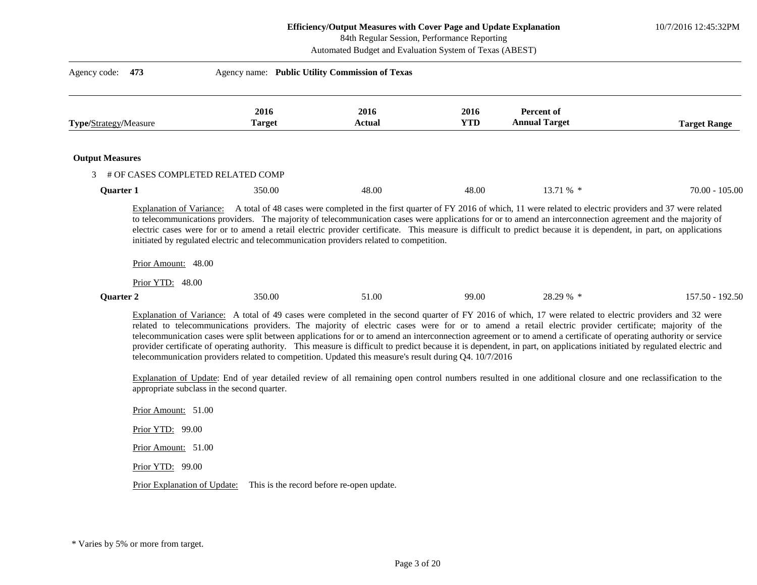**Efficiency/Output Measures with Cover Page and Update Explanation**
84th Regular Session, Performance Reporting
Automated Budget and Evaluation System of Texas (ABEST)

10/7/2016 12:45:32PM

Agency code: **473** Agency name: **Public Utility Commission of Texas**

| **Type**/Strategy/Measure | 2016 Target | 2016 Actual | 2016 YTD | Percent of Annual Target | Target Range |
|---|---|---|---|---|---|

**Output Measures**

3 # OF CASES COMPLETED RELATED COMP

| | | | | | |
|---|---|---|---|---|---|
| **Quarter 1** | 350.00 | 48.00 | 48.00 | 13.71 % * | 70.00 - 105.00 |

Explanation of Variance: A total of 48 cases were completed in the first quarter of FY 2016 of which, 11 were related to electric providers and 37 were related to telecommunications providers. The majority of telecommunication cases were applications for or to amend an interconnection agreement and the majority of electric cases were for or to amend a retail electric provider certificate. This measure is difficult to predict because it is dependent, in part, on applications initiated by regulated electric and telecommunication providers related to competition.

Prior Amount: 48.00

Prior YTD: 48.00

| | | | | | |
|---|---|---|---|---|---|
| **Quarter 2** | 350.00 | 51.00 | 99.00 | 28.29 % * | 157.50 - 192.50 |

Explanation of Variance: A total of 49 cases were completed in the second quarter of FY 2016 of which, 17 were related to electric providers and 32 were related to telecommunications providers. The majority of electric cases were for or to amend a retail electric provider certificate; majority of the telecommunication cases were split between applications for or to amend an interconnection agreement or to amend a certificate of operating authority or service provider certificate of operating authority. This measure is difficult to predict because it is dependent, in part, on applications initiated by regulated electric and telecommunication providers related to competition. Updated this measure's result during Q4. 10/7/2016

Explanation of Update: End of year detailed review of all remaining open control numbers resulted in one additional closure and one reclassification to the appropriate subclass in the second quarter.

Prior Amount: 51.00

Prior YTD: 99.00

Prior Amount: 51.00

Prior YTD: 99.00

Prior Explanation of Update: This is the record before re-open update.

\* Varies by 5% or more from target.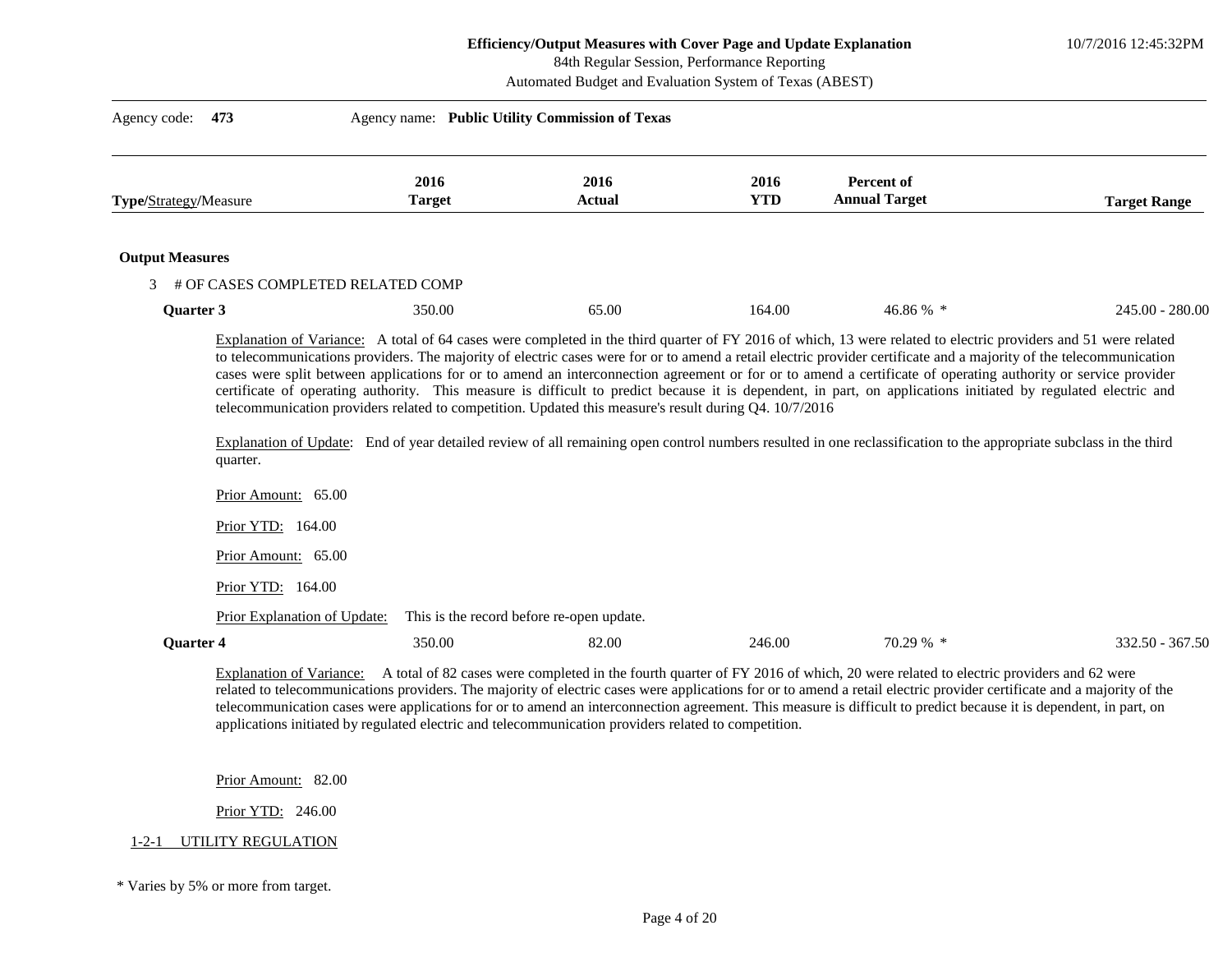**Efficiency/Output Measures with Cover Page and Update Explanation**
84th Regular Session, Performance Reporting
Automated Budget and Evaluation System of Texas (ABEST)

10/7/2016 12:45:32PM

Agency code: **473** Agency name: **Public Utility Commission of Texas**

| **Type**/Strategy/Measure | 2016 Target | 2016 Actual | 2016 YTD | Percent of Annual Target | Target Range |
|---|---|---|---|---|---|
| **Output Measures** | | | | | |
| 3 # OF CASES COMPLETED RELATED COMP | | | | | |
| **Quarter 3** | 350.00 | 65.00 | 164.00 | 46.86 % * | 245.00 - 280.00 |

Explanation of Variance: A total of 64 cases were completed in the third quarter of FY 2016 of which, 13 were related to electric providers and 51 were related to telecommunications providers. The majority of electric cases were for or to amend a retail electric provider certificate and a majority of the telecommunication cases were split between applications for or to amend an interconnection agreement or for or to amend a certificate of operating authority or service provider certificate of operating authority. This measure is difficult to predict because it is dependent, in part, on applications initiated by regulated electric and telecommunication providers related to competition. Updated this measure's result during Q4. 10/7/2016

Explanation of Update: End of year detailed review of all remaining open control numbers resulted in one reclassification to the appropriate subclass in the third quarter.

Prior Amount: 65.00

Prior YTD: 164.00

Prior Amount: 65.00

Prior YTD: 164.00

Prior Explanation of Update: This is the record before re-open update.

| | 2016 Target | 2016 Actual | 2016 YTD | Percent of Annual Target | Target Range |
|---|---|---|---|---|---|
| **Quarter 4** | 350.00 | 82.00 | 246.00 | 70.29 % * | 332.50 - 367.50 |

Explanation of Variance: A total of 82 cases were completed in the fourth quarter of FY 2016 of which, 20 were related to electric providers and 62 were related to telecommunications providers. The majority of electric cases were applications for or to amend a retail electric provider certificate and a majority of the telecommunication cases were applications for or to amend an interconnection agreement. This measure is difficult to predict because it is dependent, in part, on applications initiated by regulated electric and telecommunication providers related to competition.

Prior Amount: 82.00

Prior YTD: 246.00

1-2-1 UTILITY REGULATION

* Varies by 5% or more from target.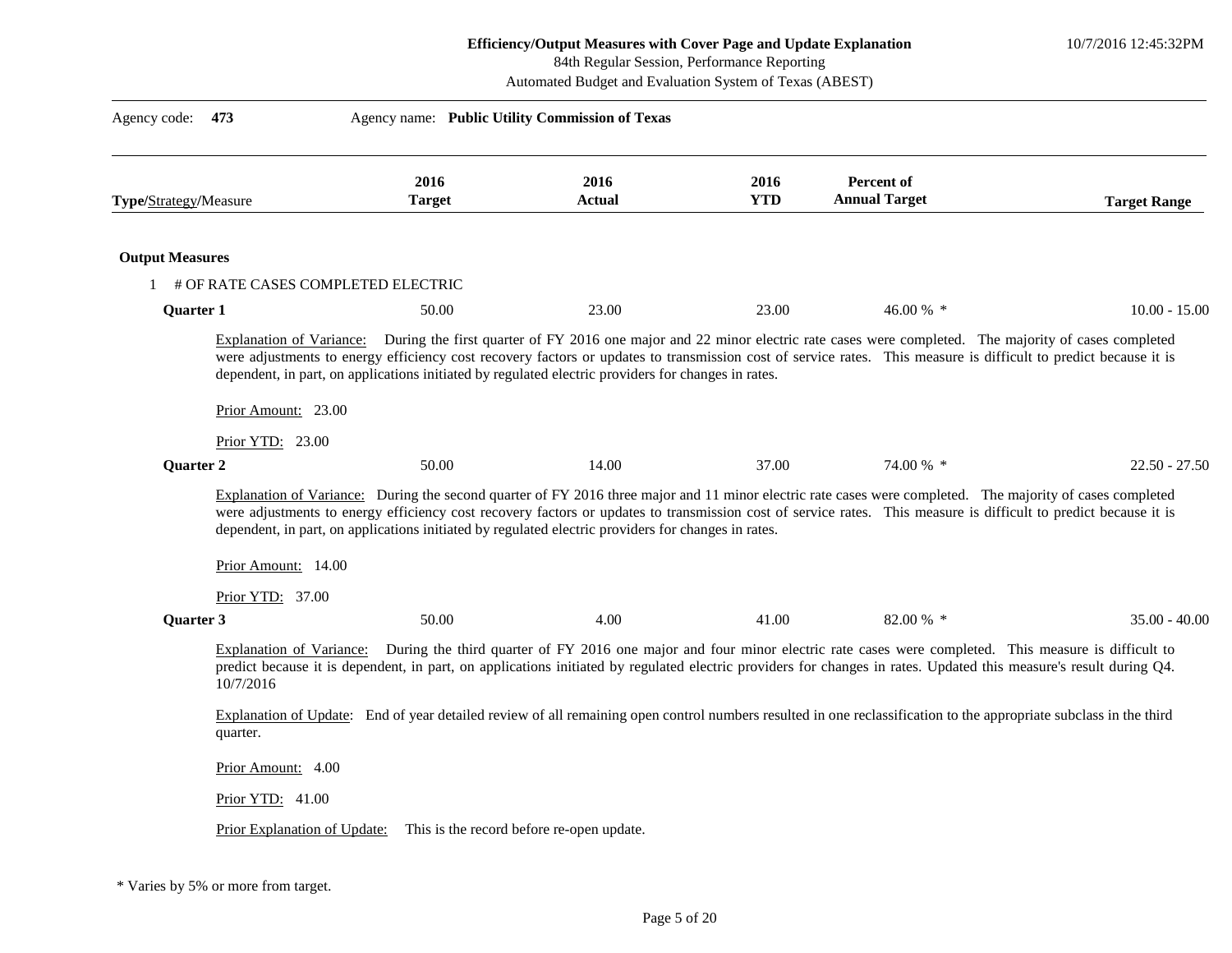Agency code: **473** Agency name: **Public Utility Commission of Texas**

| **Type**/Strategy/Measure | 2016 Target | 2016 Actual | 2016 YTD | Percent of Annual Target | Target Range |
|---|---|---|---|---|---|

**Output Measures**

1 # OF RATE CASES COMPLETED ELECTRIC

| | 2016 Target | 2016 Actual | 2016 YTD | Percent of Annual Target | Target Range |
|---|---|---|---|---|---|
| **Quarter 1** | 50.00 | 23.00 | 23.00 | 46.00 % * | 10.00 - 15.00 |

Explanation of Variance: During the first quarter of FY 2016 one major and 22 minor electric rate cases were completed. The majority of cases completed were adjustments to energy efficiency cost recovery factors or updates to transmission cost of service rates. This measure is difficult to predict because it is dependent, in part, on applications initiated by regulated electric providers for changes in rates.

Prior Amount: 23.00

Prior YTD: 23.00

| | 2016 Target | 2016 Actual | 2016 YTD | Percent of Annual Target | Target Range |
|---|---|---|---|---|---|
| **Quarter 2** | 50.00 | 14.00 | 37.00 | 74.00 % * | 22.50 - 27.50 |

Explanation of Variance: During the second quarter of FY 2016 three major and 11 minor electric rate cases were completed. The majority of cases completed were adjustments to energy efficiency cost recovery factors or updates to transmission cost of service rates. This measure is difficult to predict because it is dependent, in part, on applications initiated by regulated electric providers for changes in rates.

Prior Amount: 14.00

Prior YTD: 37.00

| | 2016 Target | 2016 Actual | 2016 YTD | Percent of Annual Target | Target Range |
|---|---|---|---|---|---|
| **Quarter 3** | 50.00 | 4.00 | 41.00 | 82.00 % * | 35.00 - 40.00 |

Explanation of Variance: During the third quarter of FY 2016 one major and four minor electric rate cases were completed. This measure is difficult to predict because it is dependent, in part, on applications initiated by regulated electric providers for changes in rates. Updated this measure's result during Q4. 10/7/2016

Explanation of Update: End of year detailed review of all remaining open control numbers resulted in one reclassification to the appropriate subclass in the third quarter.

Prior Amount: 4.00

Prior YTD: 41.00

Prior Explanation of Update: This is the record before re-open update.

* Varies by 5% or more from target.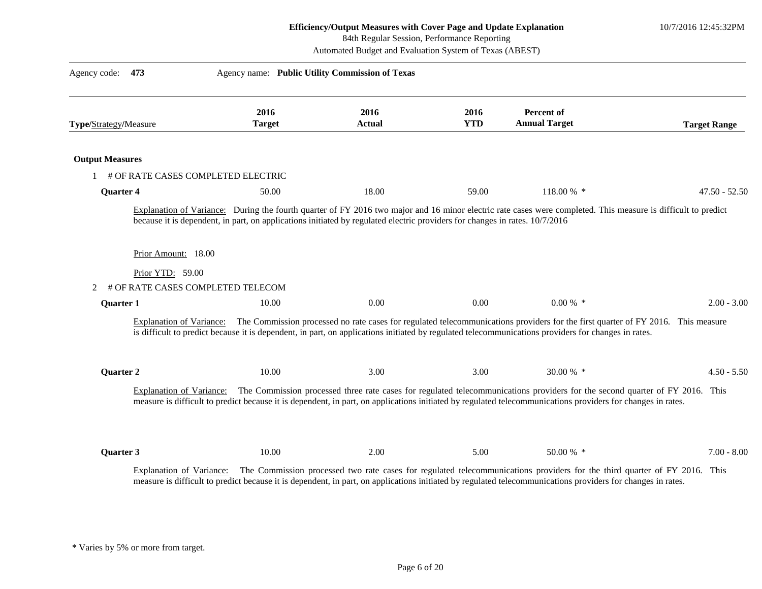**Efficiency/Output Measures with Cover Page and Update Explanation**
84th Regular Session, Performance Reporting
Automated Budget and Evaluation System of Texas (ABEST)

10/7/2016 12:45:32PM

Agency code: **473** Agency name: **Public Utility Commission of Texas**

| Type/Strategy/Measure | 2016 Target | 2016 Actual | 2016 YTD | Percent of Annual Target | Target Range |
|---|---|---|---|---|---|

**Output Measures**

1 # OF RATE CASES COMPLETED ELECTRIC

| | | | | | |
|---|---|---|---|---|---|
| **Quarter 4** | 50.00 | 18.00 | 59.00 | 118.00 % * | 47.50 - 52.50 |

Explanation of Variance: During the fourth quarter of FY 2016 two major and 16 minor electric rate cases were completed. This measure is difficult to predict because it is dependent, in part, on applications initiated by regulated electric providers for changes in rates. 10/7/2016

Prior Amount: 18.00

Prior YTD: 59.00

2 # OF RATE CASES COMPLETED TELECOM

| | | | | | |
|---|---|---|---|---|---|
| **Quarter 1** | 10.00 | 0.00 | 0.00 | 0.00 % * | 2.00 - 3.00 |

Explanation of Variance: The Commission processed no rate cases for regulated telecommunications providers for the first quarter of FY 2016. This measure is difficult to predict because it is dependent, in part, on applications initiated by regulated telecommunications providers for changes in rates.

| | | | | | |
|---|---|---|---|---|---|
| **Quarter 2** | 10.00 | 3.00 | 3.00 | 30.00 % * | 4.50 - 5.50 |

Explanation of Variance: The Commission processed three rate cases for regulated telecommunications providers for the second quarter of FY 2016. This measure is difficult to predict because it is dependent, in part, on applications initiated by regulated telecommunications providers for changes in rates.

| | | | | | |
|---|---|---|---|---|---|
| **Quarter 3** | 10.00 | 2.00 | 5.00 | 50.00 % * | 7.00 - 8.00 |

Explanation of Variance: The Commission processed two rate cases for regulated telecommunications providers for the third quarter of FY 2016. This measure is difficult to predict because it is dependent, in part, on applications initiated by regulated telecommunications providers for changes in rates.

\* Varies by 5% or more from target.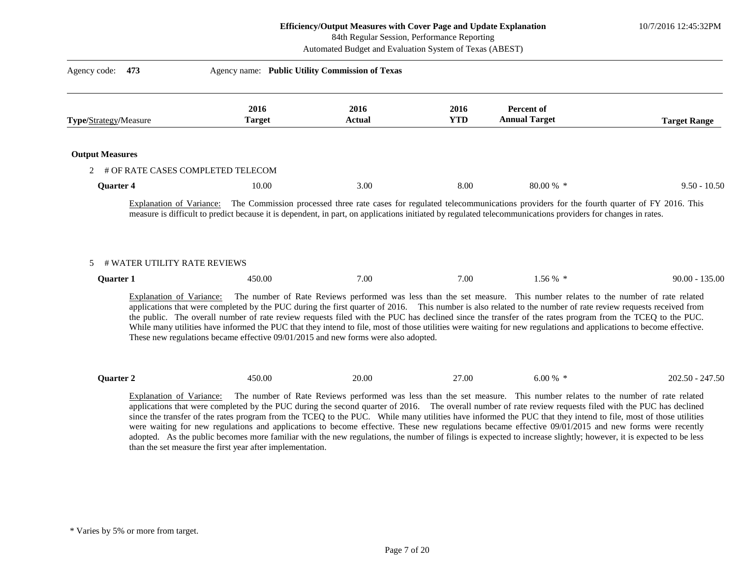**Efficiency/Output Measures with Cover Page and Update Explanation**
84th Regular Session, Performance Reporting
Automated Budget and Evaluation System of Texas (ABEST)

Agency code: **473** Agency name: **Public Utility Commission of Texas**

| Type/Strategy/Measure | 2016 Target | 2016 Actual | 2016 YTD | Percent of Annual Target | Target Range |
|---|---|---|---|---|---|
| **Output Measures** | | | | | |
| 2 # OF RATE CASES COMPLETED TELECOM | | | | | |
| **Quarter 4** | 10.00 | 3.00 | 8.00 | 80.00 % * | 9.50 - 10.50 |

Explanation of Variance: The Commission processed three rate cases for regulated telecommunications providers for the fourth quarter of FY 2016. This measure is difficult to predict because it is dependent, in part, on applications initiated by regulated telecommunications providers for changes in rates.

| Type/Strategy/Measure | 2016 Target | 2016 Actual | 2016 YTD | Percent of Annual Target | Target Range |
|---|---|---|---|---|---|
| 5 # WATER UTILITY RATE REVIEWS | | | | | |
| **Quarter 1** | 450.00 | 7.00 | 7.00 | 1.56 % * | 90.00 - 135.00 |

Explanation of Variance: The number of Rate Reviews performed was less than the set measure. This number relates to the number of rate related applications that were completed by the PUC during the first quarter of 2016. This number is also related to the number of rate review requests received from the public. The overall number of rate review requests filed with the PUC has declined since the transfer of the rates program from the TCEQ to the PUC. While many utilities have informed the PUC that they intend to file, most of those utilities were waiting for new regulations and applications to become effective. These new regulations became effective 09/01/2015 and new forms were also adopted.

| Type/Strategy/Measure | 2016 Target | 2016 Actual | 2016 YTD | Percent of Annual Target | Target Range |
|---|---|---|---|---|---|
| **Quarter 2** | 450.00 | 20.00 | 27.00 | 6.00 % * | 202.50 - 247.50 |

Explanation of Variance: The number of Rate Reviews performed was less than the set measure. This number relates to the number of rate related applications that were completed by the PUC during the second quarter of 2016. The overall number of rate review requests filed with the PUC has declined since the transfer of the rates program from the TCEQ to the PUC. While many utilities have informed the PUC that they intend to file, most of those utilities were waiting for new regulations and applications to become effective. These new regulations became effective 09/01/2015 and new forms were recently adopted. As the public becomes more familiar with the new regulations, the number of filings is expected to increase slightly; however, it is expected to be less than the set measure the first year after implementation.

* Varies by 5% or more from target.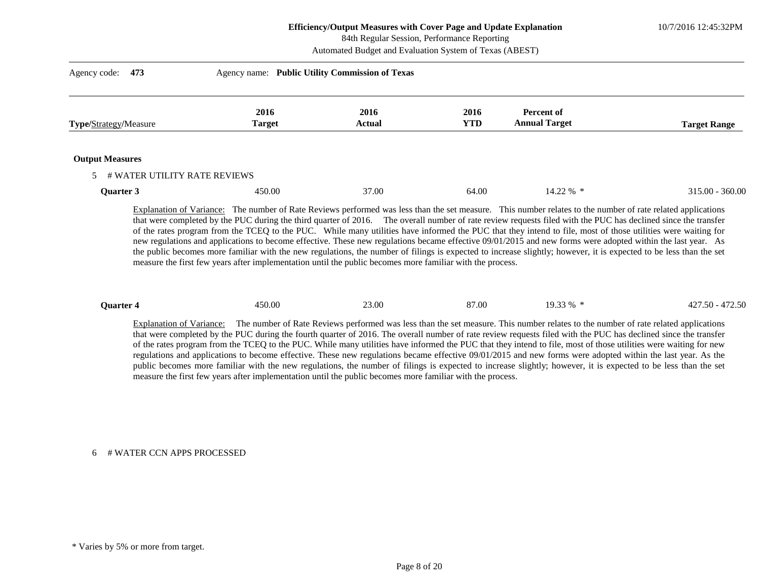Efficiency/Output Measures with Cover Page and Update Explanation

84th Regular Session, Performance Reporting

Automated Budget and Evaluation System of Texas (ABEST)

10/7/2016 12:45:32PM

Agency code: **473** Agency name: **Public Utility Commission of Texas**

| Type/Strategy/Measure | 2016 Target | 2016 Actual | 2016 YTD | Percent of Annual Target | Target Range |
|---|---|---|---|---|---|
| **Output Measures** | | | | | |
| 5 # WATER UTILITY RATE REVIEWS | | | | | |
| **Quarter 3** | 450.00 | 37.00 | 64.00 | 14.22 % * | 315.00 - 360.00 |

Explanation of Variance: The number of Rate Reviews performed was less than the set measure. This number relates to the number of rate related applications that were completed by the PUC during the third quarter of 2016. The overall number of rate review requests filed with the PUC has declined since the transfer of the rates program from the TCEQ to the PUC. While many utilities have informed the PUC that they intend to file, most of those utilities were waiting for new regulations and applications to become effective. These new regulations became effective 09/01/2015 and new forms were adopted within the last year. As the public becomes more familiar with the new regulations, the number of filings is expected to increase slightly; however, it is expected to be less than the set measure the first few years after implementation until the public becomes more familiar with the process.

| Type/Strategy/Measure | 2016 Target | 2016 Actual | 2016 YTD | Percent of Annual Target | Target Range |
|---|---|---|---|---|---|
| **Quarter 4** | 450.00 | 23.00 | 87.00 | 19.33 % * | 427.50 - 472.50 |

Explanation of Variance: The number of Rate Reviews performed was less than the set measure. This number relates to the number of rate related applications that were completed by the PUC during the fourth quarter of 2016. The overall number of rate review requests filed with the PUC has declined since the transfer of the rates program from the TCEQ to the PUC. While many utilities have informed the PUC that they intend to file, most of those utilities were waiting for new regulations and applications to become effective. These new regulations became effective 09/01/2015 and new forms were adopted within the last year. As the public becomes more familiar with the new regulations, the number of filings is expected to increase slightly; however, it is expected to be less than the set measure the first few years after implementation until the public becomes more familiar with the process.

6 # WATER CCN APPS PROCESSED

\* Varies by 5% or more from target.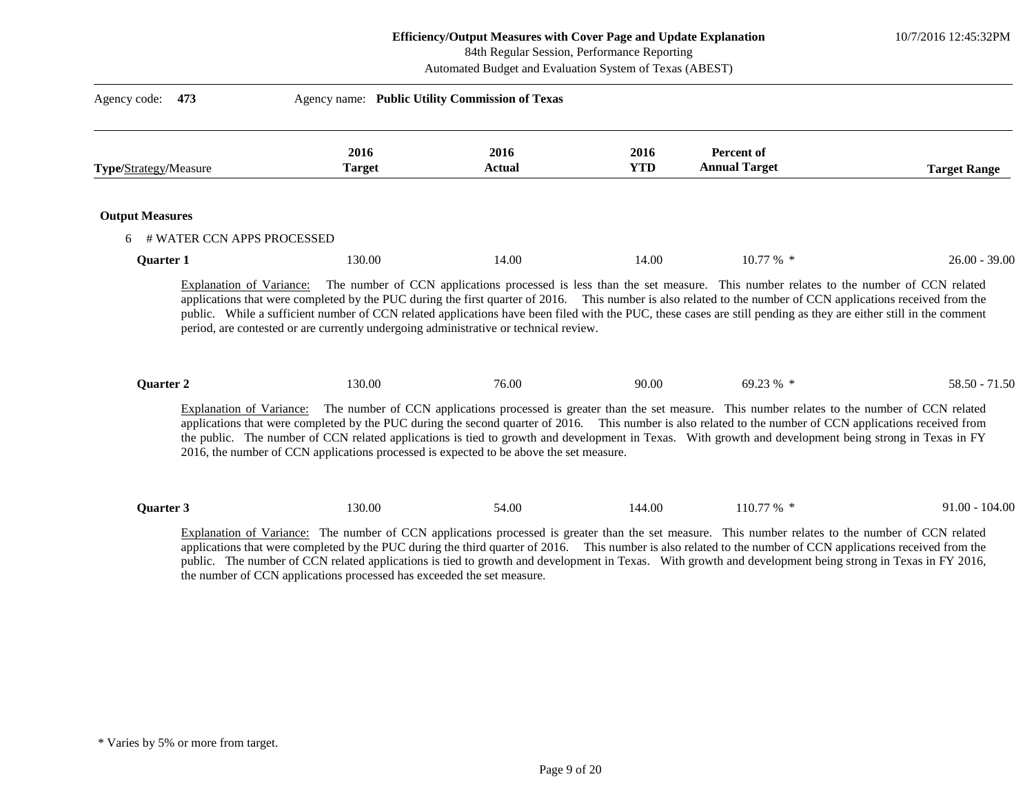**Efficiency/Output Measures with Cover Page and Update Explanation**
84th Regular Session, Performance Reporting
Automated Budget and Evaluation System of Texas (ABEST)

10/7/2016 12:45:32PM

Agency code: **473** Agency name: **Public Utility Commission of Texas**

| **Type**/Strategy/Measure | **2016 Target** | **2016 Actual** | **2016 YTD** | **Percent of Annual Target** | **Target Range** |
|---|---|---|---|---|---|
| **Output Measures** | | | | | |
| 6 # WATER CCN APPS PROCESSED | | | | | |
| **Quarter 1** | 130.00 | 14.00 | 14.00 | 10.77 % * | 26.00 - 39.00 |

Explanation of Variance: The number of CCN applications processed is less than the set measure. This number relates to the number of CCN related applications that were completed by the PUC during the first quarter of 2016. This number is also related to the number of CCN applications received from the public. While a sufficient number of CCN related applications have been filed with the PUC, these cases are still pending as they are either still in the comment period, are contested or are currently undergoing administrative or technical review.

| **Type**/Strategy/Measure | **2016 Target** | **2016 Actual** | **2016 YTD** | **Percent of Annual Target** | **Target Range** |
|---|---|---|---|---|---|
| **Quarter 2** | 130.00 | 76.00 | 90.00 | 69.23 % * | 58.50 - 71.50 |

Explanation of Variance: The number of CCN applications processed is greater than the set measure. This number relates to the number of CCN related applications that were completed by the PUC during the second quarter of 2016. This number is also related to the number of CCN applications received from the public. The number of CCN related applications is tied to growth and development in Texas. With growth and development being strong in Texas in FY 2016, the number of CCN applications processed is expected to be above the set measure.

| **Type**/Strategy/Measure | **2016 Target** | **2016 Actual** | **2016 YTD** | **Percent of Annual Target** | **Target Range** |
|---|---|---|---|---|---|
| **Quarter 3** | 130.00 | 54.00 | 144.00 | 110.77 % * | 91.00 - 104.00 |

Explanation of Variance: The number of CCN applications processed is greater than the set measure. This number relates to the number of CCN related applications that were completed by the PUC during the third quarter of 2016. This number is also related to the number of CCN applications received from the public. The number of CCN related applications is tied to growth and development in Texas. With growth and development being strong in Texas in FY 2016, the number of CCN applications processed has exceeded the set measure.

* Varies by 5% or more from target.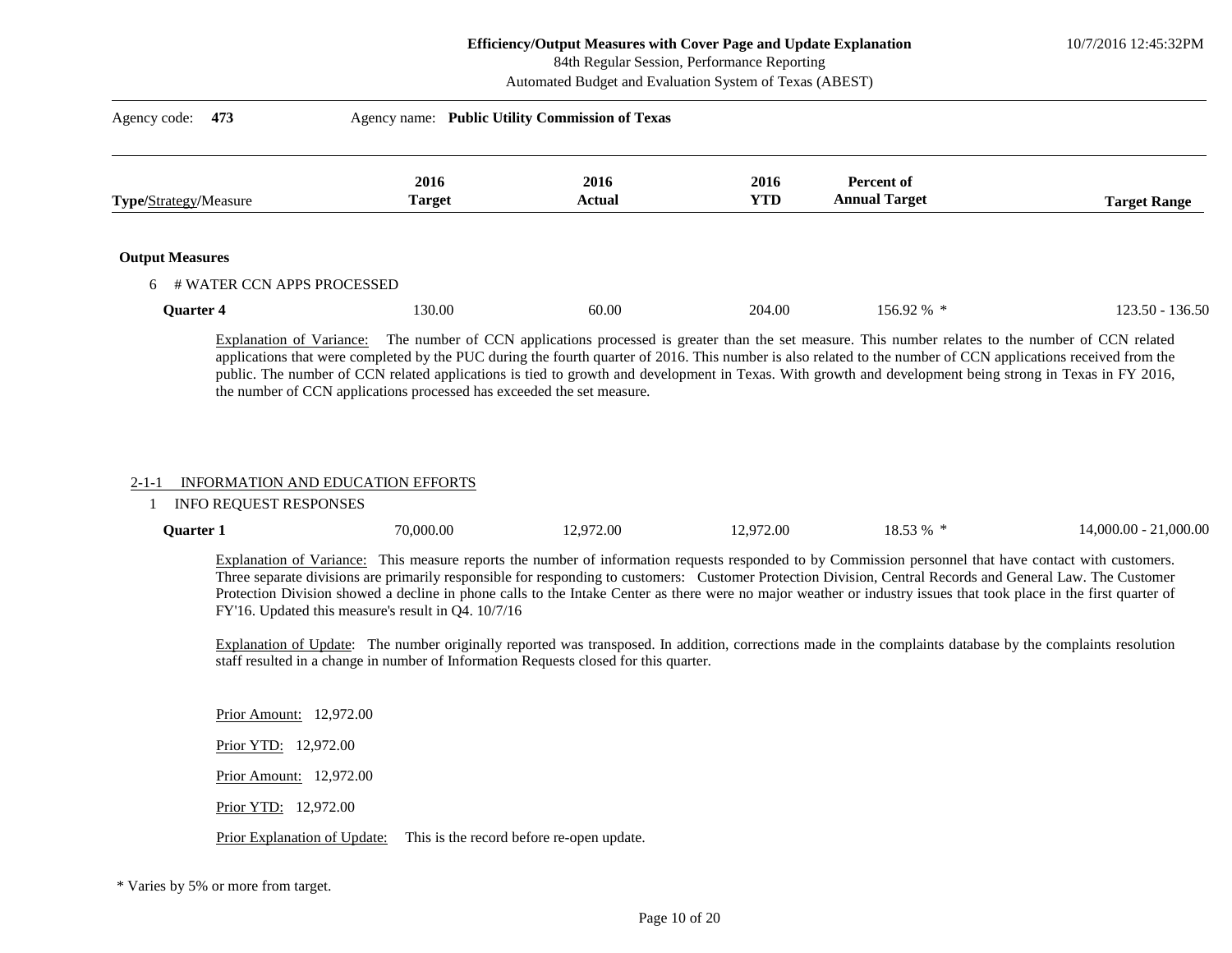Agency code: **473** Agency name: **Public Utility Commission of Texas**

| **Type**/Strategy/Measure | 2016 Target | 2016 Actual | 2016 YTD | Percent of Annual Target | Target Range |
|---|---|---|---|---|---|

**Output Measures**

6 # WATER CCN APPS PROCESSED

| | | | | | |
|---|---|---|---|---|---|
| **Quarter 4** | 130.00 | 60.00 | 204.00 | 156.92 % * | 123.50 - 136.50 |

Explanation of Variance: The number of CCN applications processed is greater than the set measure. This number relates to the number of CCN related applications that were completed by the PUC during the fourth quarter of 2016. This number is also related to the number of CCN applications received from the public. The number of CCN related applications is tied to growth and development in Texas. With growth and development being strong in Texas in FY 2016, the number of CCN applications processed has exceeded the set measure.

2-1-1 INFORMATION AND EDUCATION EFFORTS

1 INFO REQUEST RESPONSES

| | | | | | |
|---|---|---|---|---|---|
| **Quarter 1** | 70,000.00 | 12,972.00 | 12,972.00 | 18.53 % * | 14,000.00 - 21,000.00 |

Explanation of Variance: This measure reports the number of information requests responded to by Commission personnel that have contact with customers. Three separate divisions are primarily responsible for responding to customers: Customer Protection Division, Central Records and General Law. The Customer Protection Division showed a decline in phone calls to the Intake Center as there were no major weather or industry issues that took place in the first quarter of FY'16. Updated this measure's result in Q4. 10/7/16

Explanation of Update: The number originally reported was transposed. In addition, corrections made in the complaints database by the complaints resolution staff resulted in a change in number of Information Requests closed for this quarter.

Prior Amount: 12,972.00

Prior YTD: 12,972.00

Prior Amount: 12,972.00

Prior YTD: 12,972.00

Prior Explanation of Update: This is the record before re-open update.

* Varies by 5% or more from target.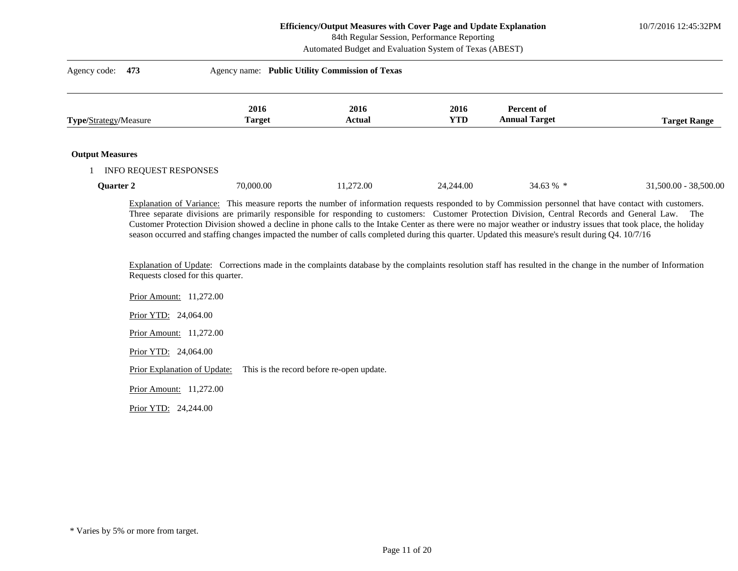**Efficiency/Output Measures with Cover Page and Update Explanation**
84th Regular Session, Performance Reporting
Automated Budget and Evaluation System of Texas (ABEST)

10/7/2016 12:45:32PM

Agency code: **473** Agency name: **Public Utility Commission of Texas**

| **Type**/Strategy/Measure | **2016 Target** | **2016 Actual** | **2016 YTD** | **Percent of Annual Target** | **Target Range** |
|---|---|---|---|---|---|
| **Output Measures** | | | | | |
| 1 INFO REQUEST RESPONSES | | | | | |
| **Quarter 2** | 70,000.00 | 11,272.00 | 24,244.00 | 34.63 % * | 31,500.00 - 38,500.00 |

Explanation of Variance: This measure reports the number of information requests responded to by Commission personnel that have contact with customers. Three separate divisions are primarily responsible for responding to customers: Customer Protection Division, Central Records and General Law. The Customer Protection Division showed a decline in phone calls to the Intake Center as there were no major weather or industry issues that took place, the holiday season occurred and staffing changes impacted the number of calls completed during this quarter. Updated this measure's result during Q4. 10/7/16

Explanation of Update: Corrections made in the complaints database by the complaints resolution staff has resulted in the change in the number of Information Requests closed for this quarter.

Prior Amount: 11,272.00

Prior YTD: 24,064.00

Prior Amount: 11,272.00

Prior YTD: 24,064.00

Prior Explanation of Update: This is the record before re-open update.

Prior Amount: 11,272.00

Prior YTD: 24,244.00

\* Varies by 5% or more from target.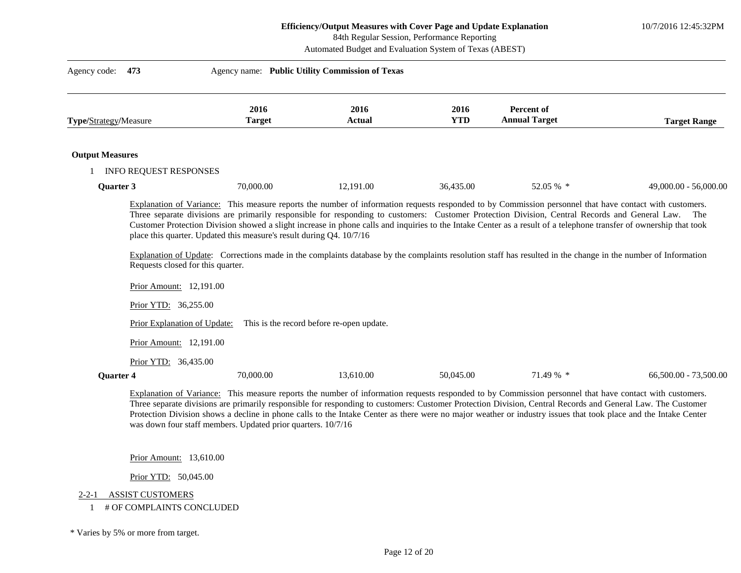**Efficiency/Output Measures with Cover Page and Update Explanation**
84th Regular Session, Performance Reporting
Automated Budget and Evaluation System of Texas (ABEST)

Agency code: **473** Agency name: **Public Utility Commission of Texas**

| **Type**/Strategy/**Measure** | **2016 Target** | **2016 Actual** | **2016 YTD** | **Percent of Annual Target** | **Target Range** |
|---|---|---|---|---|---|

**Output Measures**

1 INFO REQUEST RESPONSES

| | | | | | |
|---|---|---|---|---|---|
| **Quarter 3** | 70,000.00 | 12,191.00 | 36,435.00 | 52.05 % * | 49,000.00 - 56,000.00 |

Explanation of Variance: This measure reports the number of information requests responded to by Commission personnel that have contact with customers. Three separate divisions are primarily responsible for responding to customers: Customer Protection Division, Central Records and General Law. The Customer Protection Division showed a slight increase in phone calls and inquiries to the Intake Center as a result of a telephone transfer of ownership that took place this quarter. Updated this measure's result during Q4. 10/7/16

Explanation of Update: Corrections made in the complaints database by the complaints resolution staff has resulted in the change in the number of Information Requests closed for this quarter.

Prior Amount: 12,191.00

Prior YTD: 36,255.00

Prior Explanation of Update: This is the record before re-open update.

Prior Amount: 12,191.00

Prior YTD: 36,435.00

| | | | | | |
|---|---|---|---|---|---|
| **Quarter 4** | 70,000.00 | 13,610.00 | 50,045.00 | 71.49 % * | 66,500.00 - 73,500.00 |

Explanation of Variance: This measure reports the number of information requests responded to by Commission personnel that have contact with customers. Three separate divisions are primarily responsible for responding to customers: Customer Protection Division, Central Records and General Law. The Customer Protection Division shows a decline in phone calls to the Intake Center as there were no major weather or industry issues that took place and the Intake Center was down four staff members. Updated prior quarters. 10/7/16

Prior Amount: 13,610.00

Prior YTD: 50,045.00

2-2-1 ASSIST CUSTOMERS

1 # OF COMPLAINTS CONCLUDED

* Varies by 5% or more from target.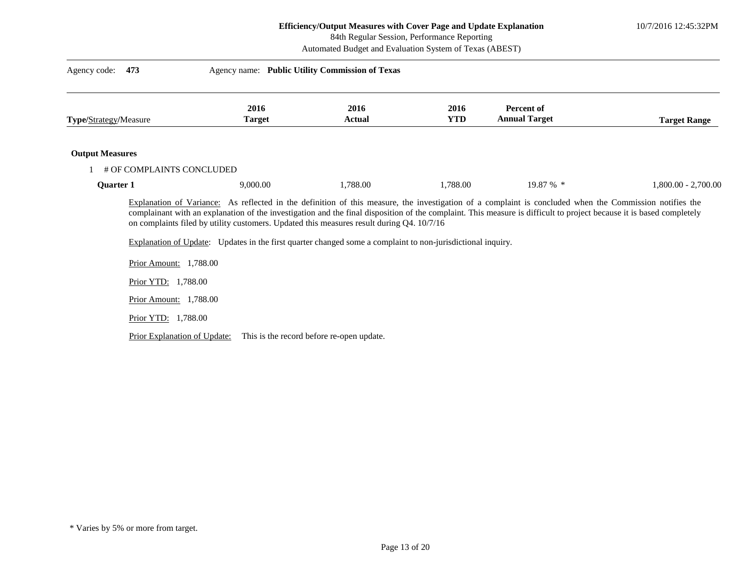**Efficiency/Output Measures with Cover Page and Update Explanation**
84th Regular Session, Performance Reporting
Automated Budget and Evaluation System of Texas (ABEST)

10/7/2016 12:45:32PM

Agency code: **473** Agency name: **Public Utility Commission of Texas**

| **Type**/Strategy/Measure | 2016 Target | 2016 Actual | 2016 YTD | Percent of Annual Target | Target Range |
|---|---|---|---|---|---|
| **Output Measures** | | | | | |
| 1 # OF COMPLAINTS CONCLUDED | | | | | |
| **Quarter 1** | 9,000.00 | 1,788.00 | 1,788.00 | 19.87 % * | 1,800.00 - 2,700.00 |

Explanation of Variance: As reflected in the definition of this measure, the investigation of a complaint is concluded when the Commission notifies the complainant with an explanation of the investigation and the final disposition of the complaint. This measure is difficult to project because it is based completely on complaints filed by utility customers. Updated this measures result during Q4. 10/7/16

Explanation of Update: Updates in the first quarter changed some a complaint to non-jurisdictional inquiry.

Prior Amount: 1,788.00

Prior YTD: 1,788.00

Prior Amount: 1,788.00

Prior YTD: 1,788.00

Prior Explanation of Update: This is the record before re-open update.

* Varies by 5% or more from target.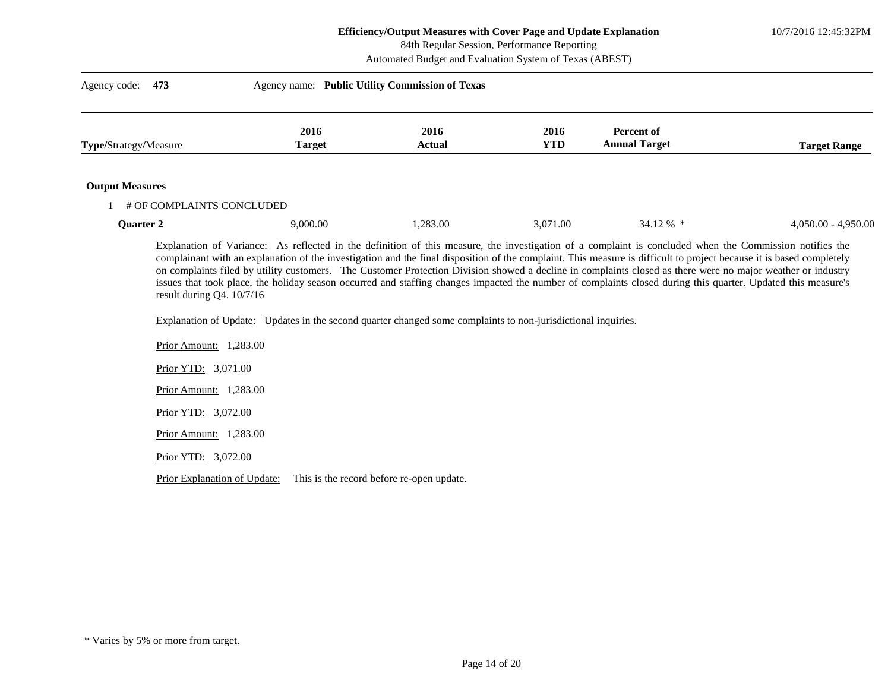Agency code: **473** Agency name: **Public Utility Commission of Texas**

| **Type**/Strategy/Measure | 2016 Target | 2016 Actual | 2016 YTD | Percent of Annual Target | Target Range |
|---|---|---|---|---|---|
| **Output Measures** | | | | | |
| 1 # OF COMPLAINTS CONCLUDED | | | | | |
| **Quarter 2** | 9,000.00 | 1,283.00 | 3,071.00 | 34.12 % * | 4,050.00 - 4,950.00 |

Explanation of Variance: As reflected in the definition of this measure, the investigation of a complaint is concluded when the Commission notifies the complainant with an explanation of the investigation and the final disposition of the complaint. This measure is difficult to project because it is based completely on complaints filed by utility customers. The Customer Protection Division showed a decline in complaints closed as there were no major weather or industry issues that took place, the holiday season occurred and staffing changes impacted the number of complaints closed during this quarter. Updated this measure's result during Q4. 10/7/16

Explanation of Update: Updates in the second quarter changed some complaints to non-jurisdictional inquiries.

Prior Amount: 1,283.00

Prior YTD: 3,071.00

Prior Amount: 1,283.00

Prior YTD: 3,072.00

Prior Amount: 1,283.00

Prior YTD: 3,072.00

Prior Explanation of Update: This is the record before re-open update.

* Varies by 5% or more from target.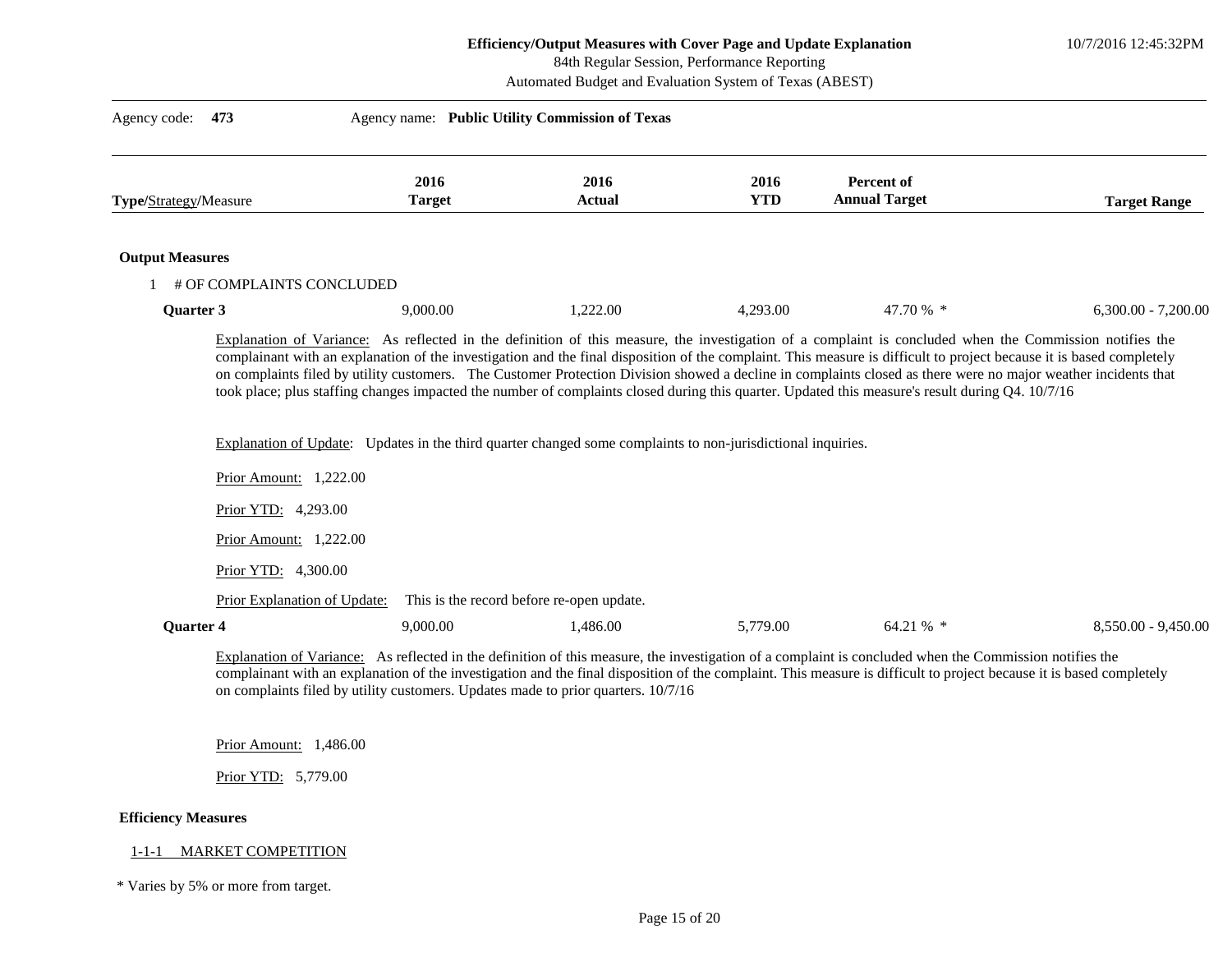**Efficiency/Output Measures with Cover Page and Update Explanation**
84th Regular Session, Performance Reporting
Automated Budget and Evaluation System of Texas (ABEST)

10/7/2016 12:45:32PM

Agency code: **473** Agency name: **Public Utility Commission of Texas**

| Type/Strategy/Measure | 2016 Target | 2016 Actual | 2016 YTD | Percent of Annual Target | Target Range |
|---|---|---|---|---|---|

**Output Measures**

1 # OF COMPLAINTS CONCLUDED

| | 2016 Target | 2016 Actual | 2016 YTD | Percent of Annual Target | Target Range |
|---|---|---|---|---|---|
| **Quarter 3** | 9,000.00 | 1,222.00 | 4,293.00 | 47.70 % * | 6,300.00 - 7,200.00 |

Explanation of Variance: As reflected in the definition of this measure, the investigation of a complaint is concluded when the Commission notifies the complainant with an explanation of the investigation and the final disposition of the complaint. This measure is difficult to project because it is based completely on complaints filed by utility customers. The Customer Protection Division showed a decline in complaints closed as there were no major weather incidents that took place; plus staffing changes impacted the number of complaints closed during this quarter. Updated this measure's result during Q4. 10/7/16

Explanation of Update: Updates in the third quarter changed some complaints to non-jurisdictional inquiries.

Prior Amount: 1,222.00

Prior YTD: 4,293.00

Prior Amount: 1,222.00

Prior YTD: 4,300.00

Prior Explanation of Update: This is the record before re-open update.

| | 2016 Target | 2016 Actual | 2016 YTD | Percent of Annual Target | Target Range |
|---|---|---|---|---|---|
| **Quarter 4** | 9,000.00 | 1,486.00 | 5,779.00 | 64.21 % * | 8,550.00 - 9,450.00 |

Explanation of Variance: As reflected in the definition of this measure, the investigation of a complaint is concluded when the Commission notifies the complainant with an explanation of the investigation and the final disposition of the complaint. This measure is difficult to project because it is based completely on complaints filed by utility customers. Updates made to prior quarters. 10/7/16

Prior Amount: 1,486.00

Prior YTD: 5,779.00

**Efficiency Measures**

1-1-1 MARKET COMPETITION

\* Varies by 5% or more from target.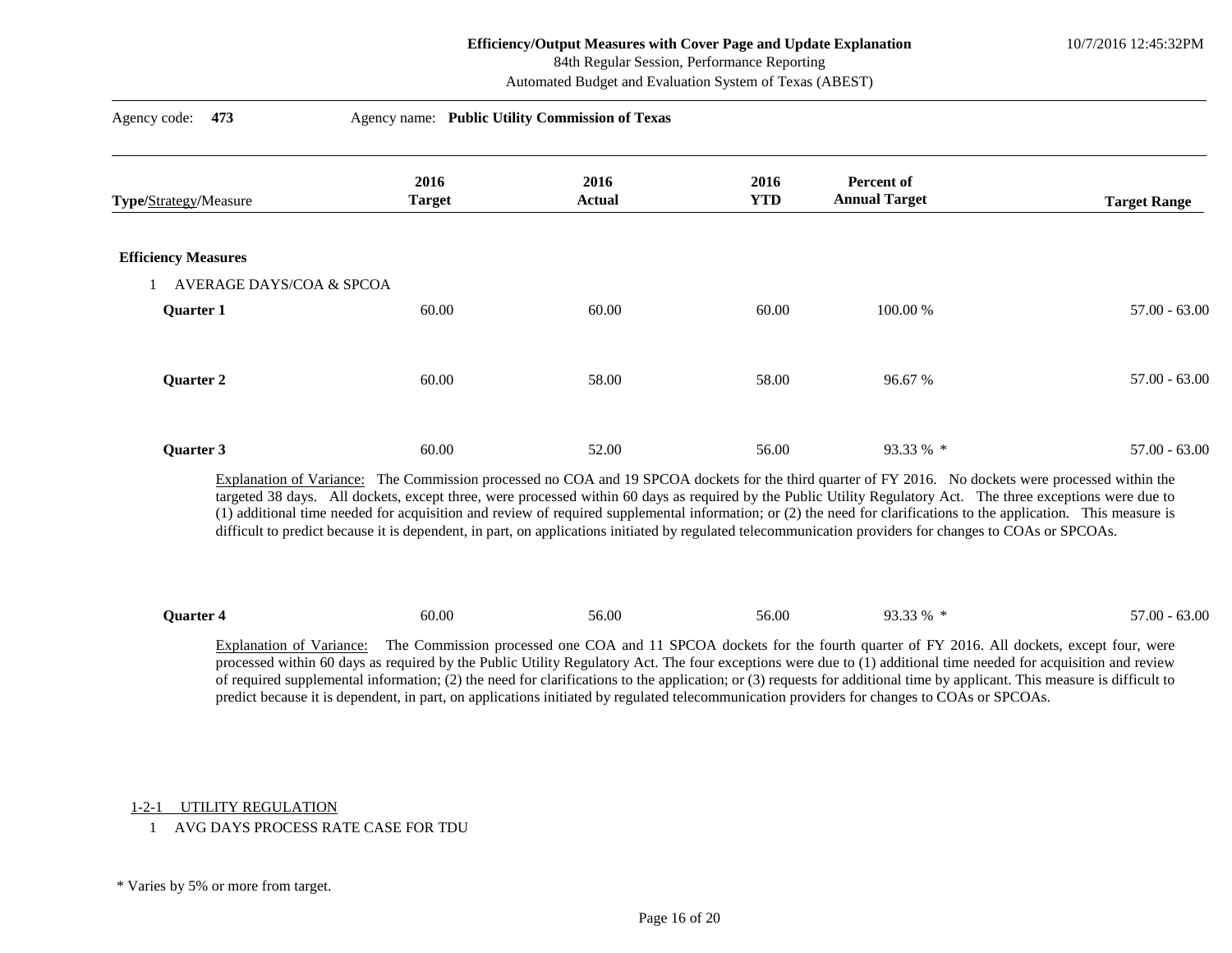**Efficiency/Output Measures with Cover Page and Update Explanation**
84th Regular Session, Performance Reporting
Automated Budget and Evaluation System of Texas (ABEST)

10/7/2016 12:45:32PM

Agency code: **473** Agency name: **Public Utility Commission of Texas**

| **Type**/Strategy/Measure | 2016 Target | 2016 Actual | 2016 YTD | Percent of Annual Target | Target Range |
|---|---|---|---|---|---|
| **Efficiency Measures** | | | | | |
| 1 AVERAGE DAYS/COA & SPCOA | | | | | |
| **Quarter 1** | 60.00 | 60.00 | 60.00 | 100.00 % | 57.00 - 63.00 |
| **Quarter 2** | 60.00 | 58.00 | 58.00 | 96.67 % | 57.00 - 63.00 |
| **Quarter 3** | 60.00 | 52.00 | 56.00 | 93.33 % * | 57.00 - 63.00 |

Explanation of Variance: The Commission processed no COA and 19 SPCOA dockets for the third quarter of FY 2016. No dockets were processed within the targeted 38 days. All dockets, except three, were processed within 60 days as required by the Public Utility Regulatory Act. The three exceptions were due to (1) additional time needed for acquisition and review of required supplemental information; or (2) the need for clarifications to the application. This measure is difficult to predict because it is dependent, in part, on applications initiated by regulated telecommunication providers for changes to COAs or SPCOAs.

| **Type**/Strategy/Measure | 2016 Target | 2016 Actual | 2016 YTD | Percent of Annual Target | Target Range |
|---|---|---|---|---|---|
| **Quarter 4** | 60.00 | 56.00 | 56.00 | 93.33 % * | 57.00 - 63.00 |

Explanation of Variance: The Commission processed one COA and 11 SPCOA dockets for the fourth quarter of FY 2016. All dockets, except four, were processed within 60 days as required by the Public Utility Regulatory Act. The four exceptions were due to (1) additional time needed for acquisition and review of required supplemental information; (2) the need for clarifications to the application; or (3) requests for additional time by applicant. This measure is difficult to predict because it is dependent, in part, on applications initiated by regulated telecommunication providers for changes to COAs or SPCOAs.

1-2-1 UTILITY REGULATION

1 AVG DAYS PROCESS RATE CASE FOR TDU

\* Varies by 5% or more from target.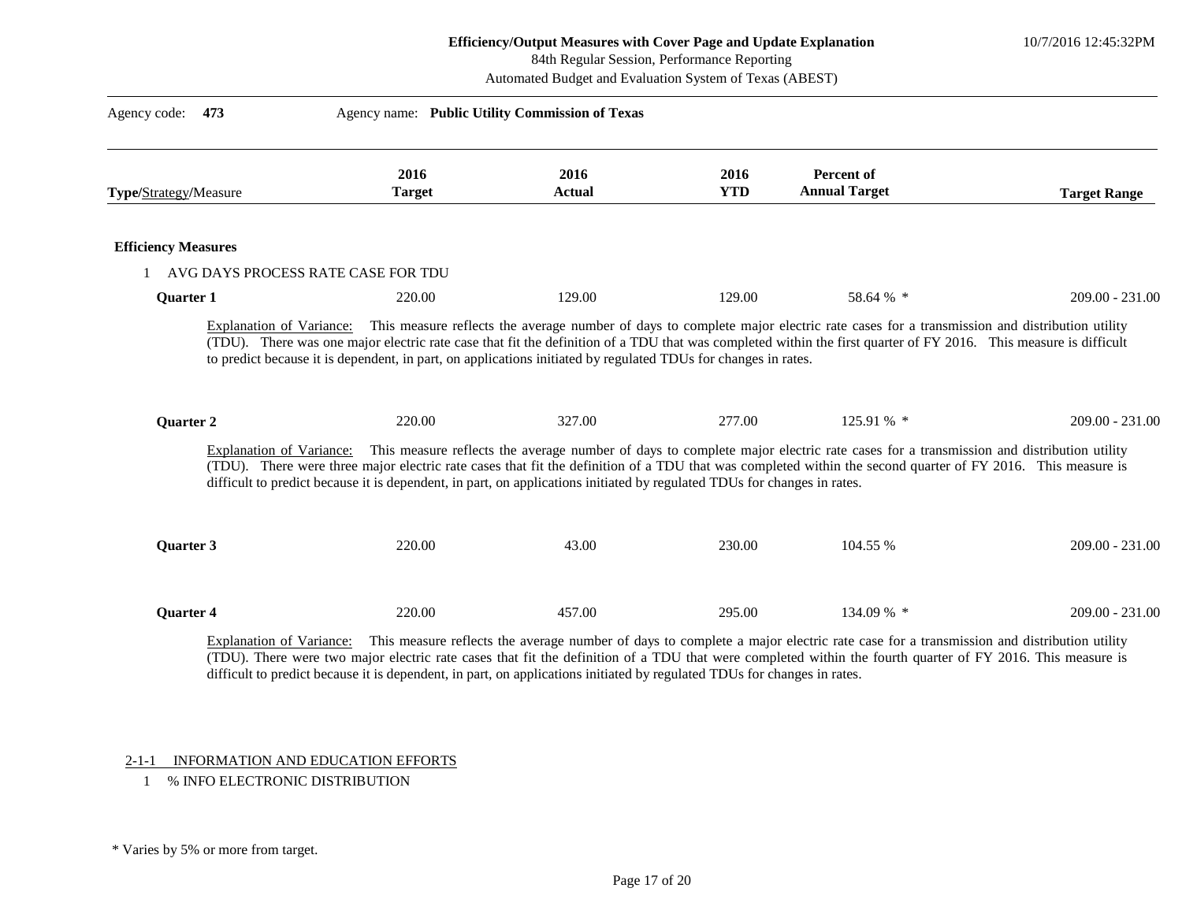**Efficiency/Output Measures with Cover Page and Update Explanation**
84th Regular Session, Performance Reporting
Automated Budget and Evaluation System of Texas (ABEST)

Agency code: **473** Agency name: **Public Utility Commission of Texas**

| **Type**/Strategy/Measure | 2016 Target | 2016 Actual | 2016 YTD | Percent of Annual Target | Target Range |
|---|---|---|---|---|---|

**Efficiency Measures**

1 AVG DAYS PROCESS RATE CASE FOR TDU

| | | | | | |
|---|---|---|---|---|---|
| **Quarter 1** | 220.00 | 129.00 | 129.00 | 58.64 % * | 209.00 - 231.00 |

Explanation of Variance: This measure reflects the average number of days to complete major electric rate cases for a transmission and distribution utility (TDU). There was one major electric rate case that fit the definition of a TDU that was completed within the first quarter of FY 2016. This measure is difficult to predict because it is dependent, in part, on applications initiated by regulated TDUs for changes in rates.

| | | | | | |
|---|---|---|---|---|---|
| **Quarter 2** | 220.00 | 327.00 | 277.00 | 125.91 % * | 209.00 - 231.00 |

Explanation of Variance: This measure reflects the average number of days to complete major electric rate cases for a transmission and distribution utility (TDU). There were three major electric rate cases that fit the definition of a TDU that was completed within the second quarter of FY 2016. This measure is difficult to predict because it is dependent, in part, on applications initiated by regulated TDUs for changes in rates.

| | | | | | |
|---|---|---|---|---|---|
| **Quarter 3** | 220.00 | 43.00 | 230.00 | 104.55 % | 209.00 - 231.00 |
| **Quarter 4** | 220.00 | 457.00 | 295.00 | 134.09 % * | 209.00 - 231.00 |

Explanation of Variance: This measure reflects the average number of days to complete a major electric rate case for a transmission and distribution utility (TDU). There were two major electric rate cases that fit the definition of a TDU that were completed within the fourth quarter of FY 2016. This measure is difficult to predict because it is dependent, in part, on applications initiated by regulated TDUs for changes in rates.

2-1-1 INFORMATION AND EDUCATION EFFORTS

1 % INFO ELECTRONIC DISTRIBUTION

\* Varies by 5% or more from target.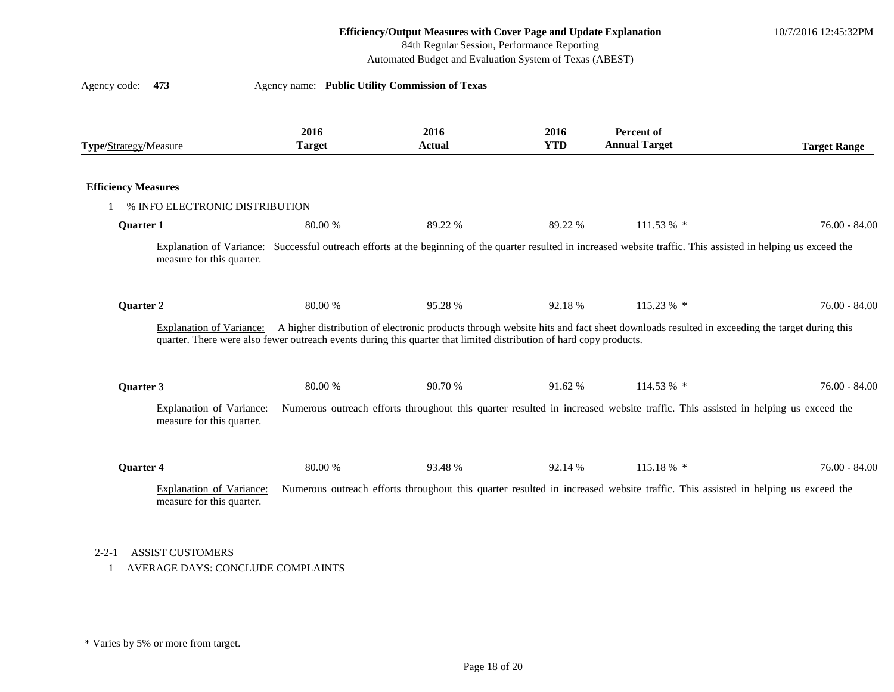**Efficiency/Output Measures with Cover Page and Update Explanation**
84th Regular Session, Performance Reporting
Automated Budget and Evaluation System of Texas (ABEST)

Agency code: **473** Agency name: **Public Utility Commission of Texas**

| Type/Strategy/Measure | 2016 Target | 2016 Actual | 2016 YTD | Percent of Annual Target | Target Range |
|---|---|---|---|---|---|
| **Efficiency Measures** | | | | | |
| 1 % INFO ELECTRONIC DISTRIBUTION | | | | | |
| **Quarter 1** | 80.00 % | 89.22 % | 89.22 % | 111.53 % * | 76.00 - 84.00 |
| **Quarter 2** | 80.00 % | 95.28 % | 92.18 % | 115.23 % * | 76.00 - 84.00 |
| **Quarter 3** | 80.00 % | 90.70 % | 91.62 % | 114.53 % * | 76.00 - 84.00 |
| **Quarter 4** | 80.00 % | 93.48 % | 92.14 % | 115.18 % * | 76.00 - 84.00 |

**Quarter 1** — Explanation of Variance: Successful outreach efforts at the beginning of the quarter resulted in increased website traffic. This assisted in helping us exceed the measure for this quarter.

**Quarter 2** — Explanation of Variance: A higher distribution of electronic products through website hits and fact sheet downloads resulted in exceeding the target during this quarter. There were also fewer outreach events during this quarter that limited distribution of hard copy products.

**Quarter 3** — Explanation of Variance: Numerous outreach efforts throughout this quarter resulted in increased website traffic. This assisted in helping us exceed the measure for this quarter.

**Quarter 4** — Explanation of Variance: Numerous outreach efforts throughout this quarter resulted in increased website traffic. This assisted in helping us exceed the measure for this quarter.

2-2-1 ASSIST CUSTOMERS

1 AVERAGE DAYS: CONCLUDE COMPLAINTS

\* Varies by 5% or more from target.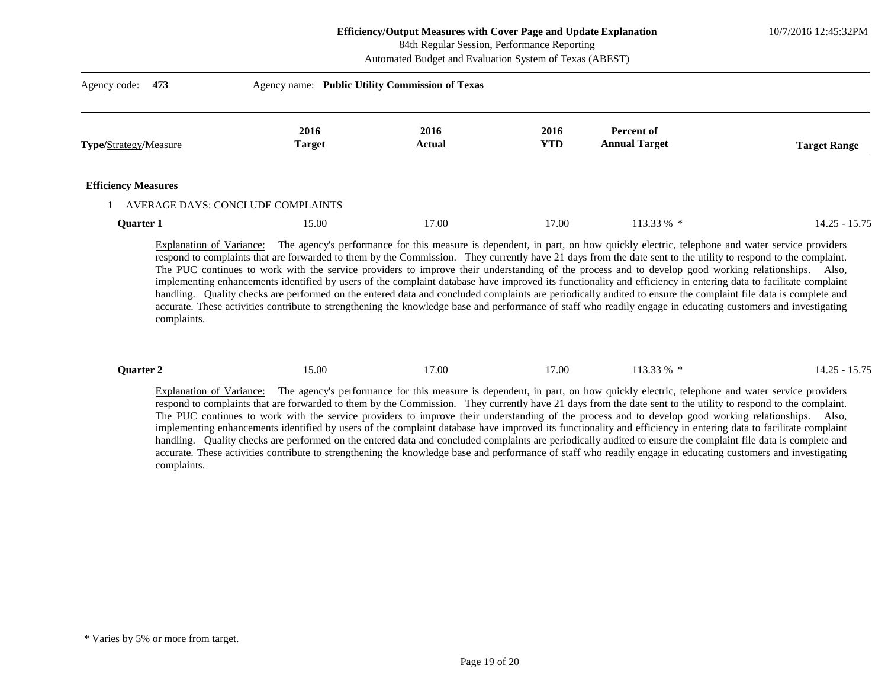Agency code: **473** Agency name: **Public Utility Commission of Texas**

| Type/Strategy/Measure | 2016 Target | 2016 Actual | 2016 YTD | Percent of Annual Target | Target Range |
|---|---|---|---|---|---|

**Efficiency Measures**

1 AVERAGE DAYS: CONCLUDE COMPLAINTS

| | | | | | |
|---|---|---|---|---|---|
| **Quarter 1** | 15.00 | 17.00 | 17.00 | 113.33 % * | 14.25 - 15.75 |

Explanation of Variance: The agency's performance for this measure is dependent, in part, on how quickly electric, telephone and water service providers respond to complaints that are forwarded to them by the Commission. They currently have 21 days from the date sent to the utility to respond to the complaint. The PUC continues to work with the service providers to improve their understanding of the process and to develop good working relationships. Also, implementing enhancements identified by users of the complaint database have improved its functionality and efficiency in entering data to facilitate complaint handling. Quality checks are performed on the entered data and concluded complaints are periodically audited to ensure the complaint file data is complete and accurate. These activities contribute to strengthening the knowledge base and performance of staff who readily engage in educating customers and investigating complaints.

| | | | | | |
|---|---|---|---|---|---|
| **Quarter 2** | 15.00 | 17.00 | 17.00 | 113.33 % * | 14.25 - 15.75 |

Explanation of Variance: The agency's performance for this measure is dependent, in part, on how quickly electric, telephone and water service providers respond to complaints that are forwarded to them by the Commission. They currently have 21 days from the date sent to the utility to respond to the complaint. The PUC continues to work with the service providers to improve their understanding of the process and to develop good working relationships. Also, implementing enhancements identified by users of the complaint database have improved its functionality and efficiency in entering data to facilitate complaint handling. Quality checks are performed on the entered data and concluded complaints are periodically audited to ensure the complaint file data is complete and accurate. These activities contribute to strengthening the knowledge base and performance of staff who readily engage in educating customers and investigating complaints.

* Varies by 5% or more from target.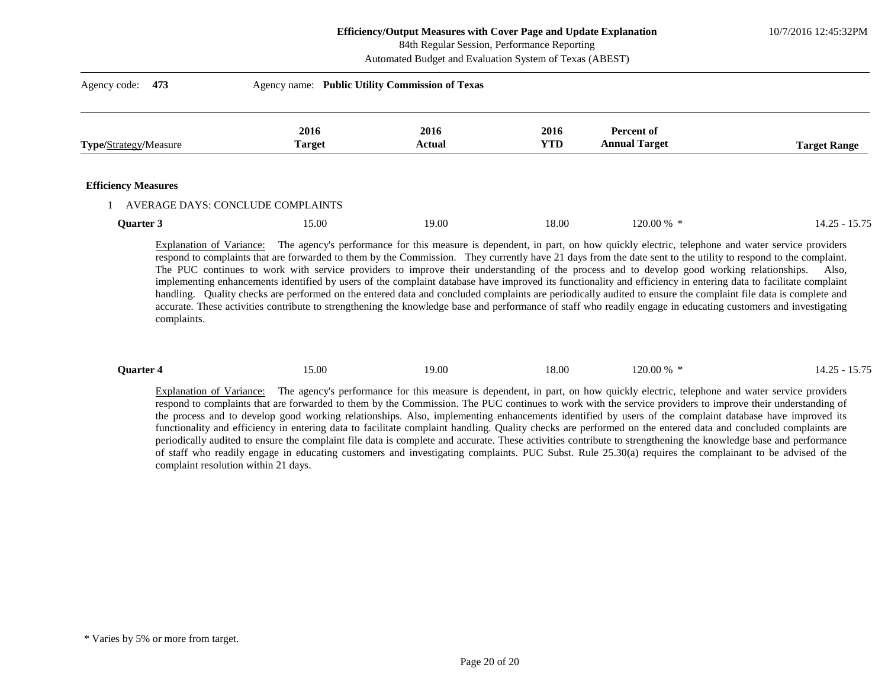**Efficiency/Output Measures with Cover Page and Update Explanation**
84th Regular Session, Performance Reporting
Automated Budget and Evaluation System of Texas (ABEST)

10/7/2016 12:45:32PM

Agency code: **473** Agency name: **Public Utility Commission of Texas**

| **Type**/Strategy/Measure | **2016 Target** | **2016 Actual** | **2016 YTD** | **Percent of Annual Target** | **Target Range** |
|---|---|---|---|---|---|
| **Efficiency Measures** | | | | | |
| 1 AVERAGE DAYS: CONCLUDE COMPLAINTS | | | | | |
| **Quarter 3** | 15.00 | 19.00 | 18.00 | 120.00 % * | 14.25 - 15.75 |

Explanation of Variance: The agency's performance for this measure is dependent, in part, on how quickly electric, telephone and water service providers respond to complaints that are forwarded to them by the Commission. They currently have 21 days from the date sent to the utility to respond to the complaint. The PUC continues to work with service providers to improve their understanding of the process and to develop good working relationships. Also, implementing enhancements identified by users of the complaint database have improved its functionality and efficiency in entering data to facilitate complaint handling. Quality checks are performed on the entered data and concluded complaints are periodically audited to ensure the complaint file data is complete and accurate. These activities contribute to strengthening the knowledge base and performance of staff who readily engage in educating customers and investigating complaints.

| | | | | | |
|---|---|---|---|---|---|
| **Quarter 4** | 15.00 | 19.00 | 18.00 | 120.00 % * | 14.25 - 15.75 |

Explanation of Variance: The agency's performance for this measure is dependent, in part, on how quickly electric, telephone and water service providers respond to complaints that are forwarded to them by the Commission. The PUC continues to work with the service providers to improve their understanding of the process and to develop good working relationships. Also, implementing enhancements identified by users of the complaint database have improved its functionality and efficiency in entering data to facilitate complaint handling. Quality checks are performed on the entered data and concluded complaints are periodically audited to ensure the complaint file data is complete and accurate. These activities contribute to strengthening the knowledge base and performance of staff who readily engage in educating customers and investigating complaints. PUC Subst. Rule 25.30(a) requires the complainant to be advised of the complaint resolution within 21 days.

* Varies by 5% or more from target.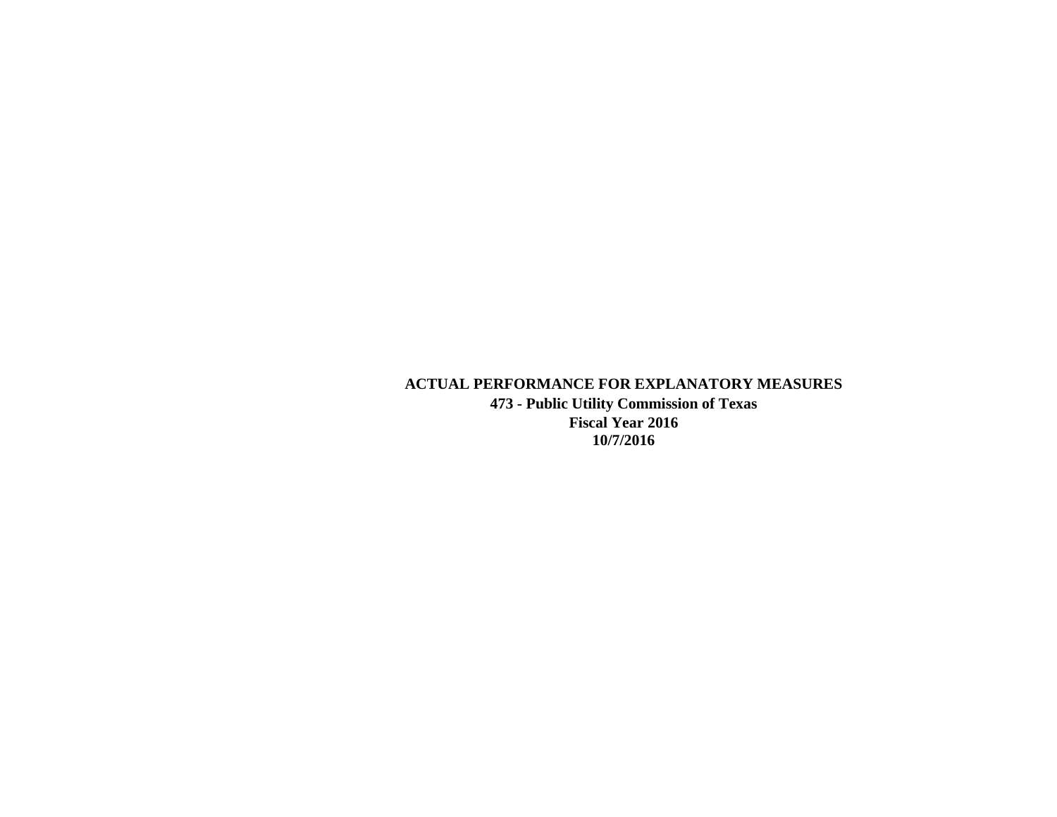**ACTUAL PERFORMANCE FOR EXPLANATORY MEASURES**

**473 - Public Utility Commission of Texas**

**Fiscal Year 2016**

**10/7/2016**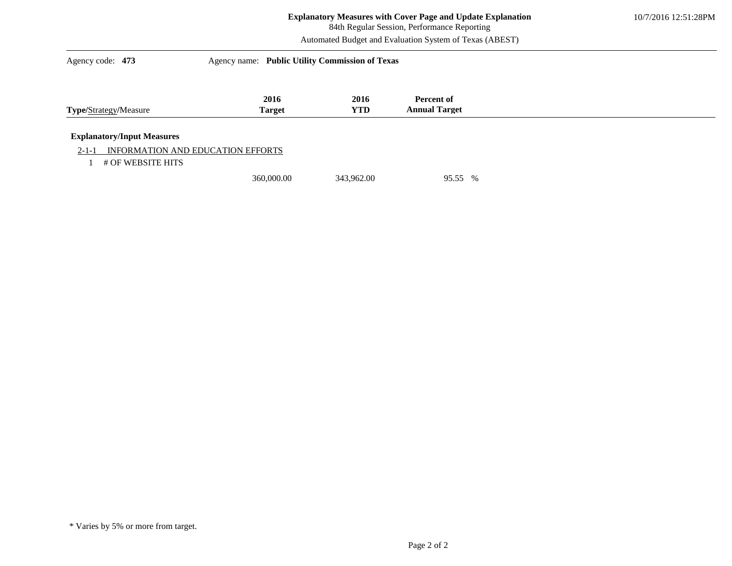**Explanatory Measures with Cover Page and Update Explanation**
84th Regular Session, Performance Reporting
Automated Budget and Evaluation System of Texas (ABEST)

10/7/2016 12:51:28PM

Agency code: **473** Agency name: **Public Utility Commission of Texas**

| **Type**/Strategy/Measure | **2016 Target** | **2016 YTD** | **Percent of Annual Target** |
|---|---|---|---|
| **Explanatory/Input Measures** | | | |
| 2-1-1 INFORMATION AND EDUCATION EFFORTS | | | |
| 1 # OF WEBSITE HITS | | | |
| | 360,000.00 | 343,962.00 | 95.55 % |

* Varies by 5% or more from target.